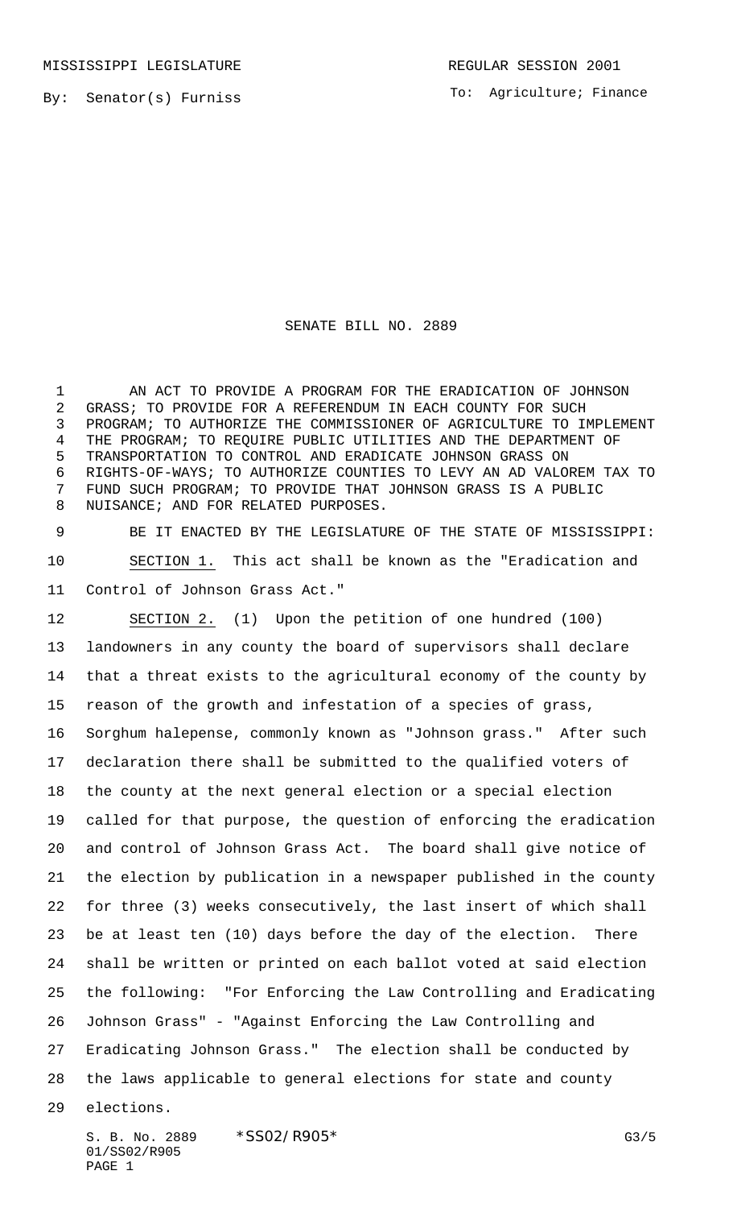MISSISSIPPI LEGISLATURE REGULAR SESSION 2001

By: Senator(s) Furniss

To: Agriculture; Finance

# SENATE BILL NO. 2889

AN ACT TO PROVIDE A PROGRAM FOR THE ERADICATION OF JOHNSON GRASS; TO PROVIDE FOR A REFERENDUM IN EACH COUNTY FOR SUCH PROGRAM; TO AUTHORIZE THE COMMISSIONER OF AGRICULTURE TO IMPLEMENT THE PROGRAM; TO REQUIRE PUBLIC UTILITIES AND THE DEPARTMENT OF TRANSPORTATION TO CONTROL AND ERADICATE JOHNSON GRASS ON RIGHTS-OF-WAYS; TO AUTHORIZE COUNTIES TO LEVY AN AD VALOREM TAX TO FUND SUCH PROGRAM; TO PROVIDE THAT JOHNSON GRASS IS A PUBLIC NUISANCE; AND FOR RELATED PURPOSES.

BE IT ENACTED BY THE LEGISLATURE OF THE STATE OF MISSISSIPPI:

SECTION 1. This act shall be known as the "Eradication and Control of Johnson Grass Act."

SECTION 2. (1) Upon the petition of one hundred (100) landowners in any county the board of supervisors shall declare that a threat exists to the agricultural economy of the county by reason of the growth and infestation of a species of grass, Sorghum halepense, commonly known as "Johnson grass." After such declaration there shall be submitted to the qualified voters of the county at the next general election or a special election called for that purpose, the question of enforcing the eradication and control of Johnson Grass Act. The board shall give notice of the election by publication in a newspaper published in the county for three (3) weeks consecutively, the last insert of which shall be at least ten (10) days before the day of the election. There shall be written or printed on each ballot voted at said election the following: "For Enforcing the Law Controlling and Eradicating Johnson Grass" - "Against Enforcing the Law Controlling and Eradicating Johnson Grass." The election shall be conducted by the laws applicable to general elections for state and county elections.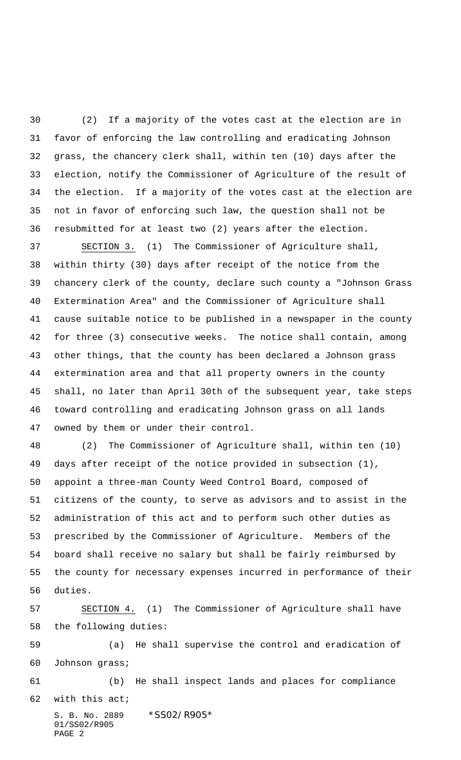(2) If a majority of the votes cast at the election are in favor of enforcing the law controlling and eradicating Johnson grass, the chancery clerk shall, within ten (10) days after the election, notify the Commissioner of Agriculture of the result of the election. If a majority of the votes cast at the election are not in favor of enforcing such law, the question shall not be resubmitted for at least two (2) years after the election.

SECTION 3. (1) The Commissioner of Agriculture shall, within thirty (30) days after receipt of the notice from the chancery clerk of the county, declare such county a "Johnson Grass Extermination Area" and the Commissioner of Agriculture shall cause suitable notice to be published in a newspaper in the county for three (3) consecutive weeks. The notice shall contain, among other things, that the county has been declared a Johnson grass extermination area and that all property owners in the county shall, no later than April 30th of the subsequent year, take steps toward controlling and eradicating Johnson grass on all lands owned by them or under their control.

(2) The Commissioner of Agriculture shall, within ten (10) days after receipt of the notice provided in subsection (1), appoint a three-man County Weed Control Board, composed of citizens of the county, to serve as advisors and to assist in the administration of this act and to perform such other duties as prescribed by the Commissioner of Agriculture. Members of the board shall receive no salary but shall be fairly reimbursed by the county for necessary expenses incurred in performance of their duties.

SECTION 4. (1) The Commissioner of Agriculture shall have the following duties:

(a) He shall supervise the control and eradication of Johnson grass;

(b) He shall inspect lands and places for compliance with this act;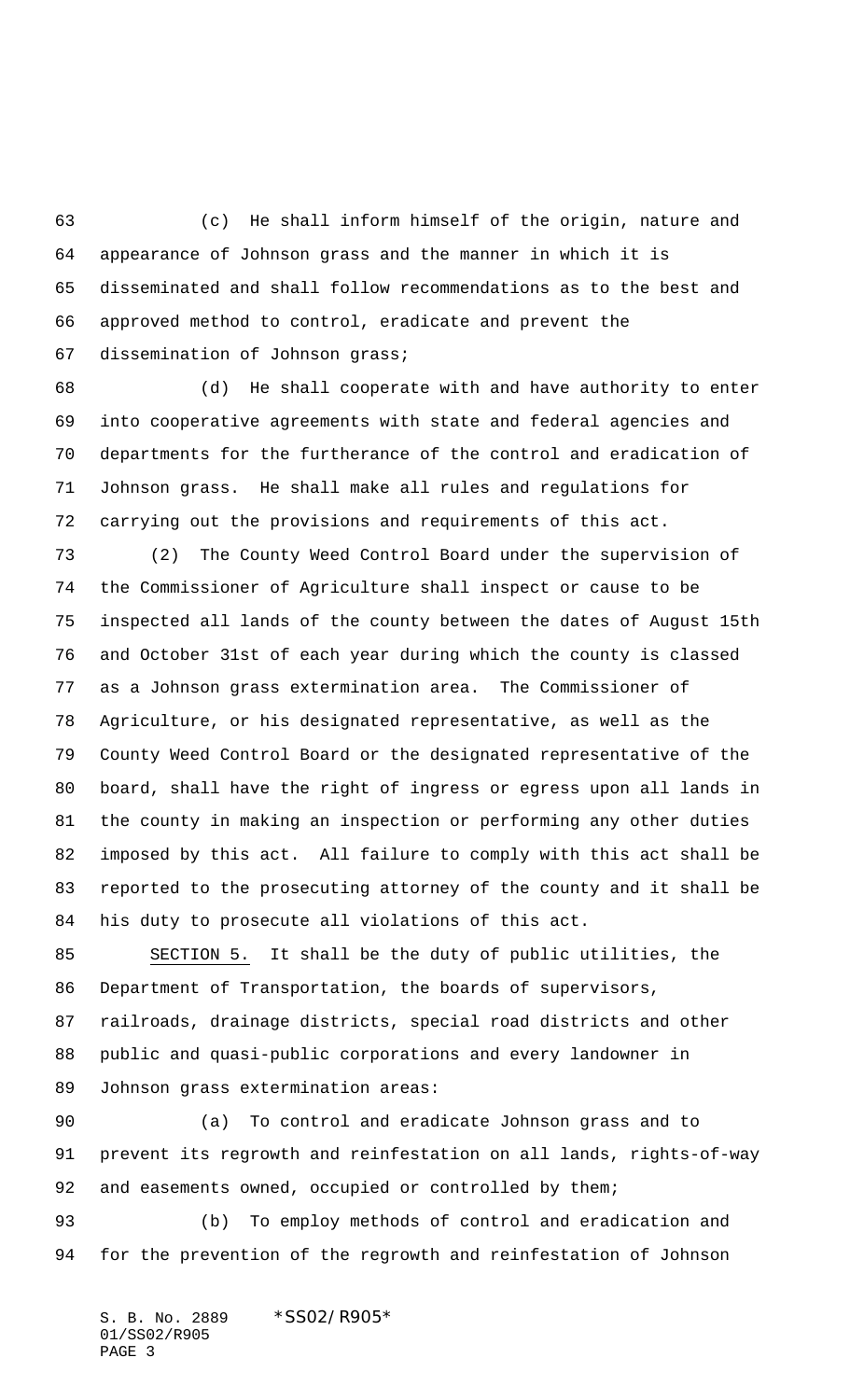(c) He shall inform himself of the origin, nature and appearance of Johnson grass and the manner in which it is disseminated and shall follow recommendations as to the best and approved method to control, eradicate and prevent the dissemination of Johnson grass;

(d) He shall cooperate with and have authority to enter into cooperative agreements with state and federal agencies and departments for the furtherance of the control and eradication of Johnson grass. He shall make all rules and regulations for carrying out the provisions and requirements of this act.

(2) The County Weed Control Board under the supervision of the Commissioner of Agriculture shall inspect or cause to be inspected all lands of the county between the dates of August 15th and October 31st of each year during which the county is classed as a Johnson grass extermination area. The Commissioner of Agriculture, or his designated representative, as well as the County Weed Control Board or the designated representative of the board, shall have the right of ingress or egress upon all lands in the county in making an inspection or performing any other duties imposed by this act. All failure to comply with this act shall be reported to the prosecuting attorney of the county and it shall be his duty to prosecute all violations of this act.

SECTION 5. It shall be the duty of public utilities, the Department of Transportation, the boards of supervisors, railroads, drainage districts, special road districts and other public and quasi-public corporations and every landowner in Johnson grass extermination areas:

(a) To control and eradicate Johnson grass and to prevent its regrowth and reinfestation on all lands, rights-of-way and easements owned, occupied or controlled by them;

(b) To employ methods of control and eradication and for the prevention of the regrowth and reinfestation of Johnson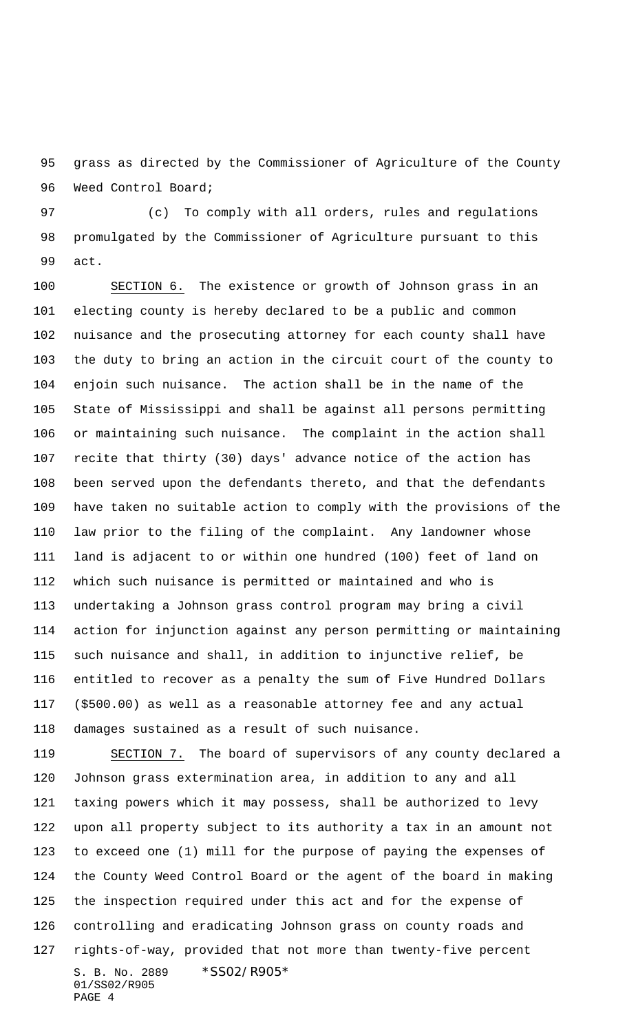grass as directed by the Commissioner of Agriculture of the County Weed Control Board;

(c) To comply with all orders, rules and regulations promulgated by the Commissioner of Agriculture pursuant to this act.

SECTION 6. The existence or growth of Johnson grass in an electing county is hereby declared to be a public and common nuisance and the prosecuting attorney for each county shall have the duty to bring an action in the circuit court of the county to enjoin such nuisance. The action shall be in the name of the State of Mississippi and shall be against all persons permitting or maintaining such nuisance. The complaint in the action shall recite that thirty (30) days' advance notice of the action has been served upon the defendants thereto, and that the defendants have taken no suitable action to comply with the provisions of the law prior to the filing of the complaint. Any landowner whose land is adjacent to or within one hundred (100) feet of land on which such nuisance is permitted or maintained and who is undertaking a Johnson grass control program may bring a civil action for injunction against any person permitting or maintaining such nuisance and shall, in addition to injunctive relief, be entitled to recover as a penalty the sum of Five Hundred Dollars ($500.00) as well as a reasonable attorney fee and any actual damages sustained as a result of such nuisance.

SECTION 7. The board of supervisors of any county declared a Johnson grass extermination area, in addition to any and all taxing powers which it may possess, shall be authorized to levy upon all property subject to its authority a tax in an amount not to exceed one (1) mill for the purpose of paying the expenses of the County Weed Control Board or the agent of the board in making the inspection required under this act and for the expense of controlling and eradicating Johnson grass on county roads and rights-of-way, provided that not more than twenty-five percent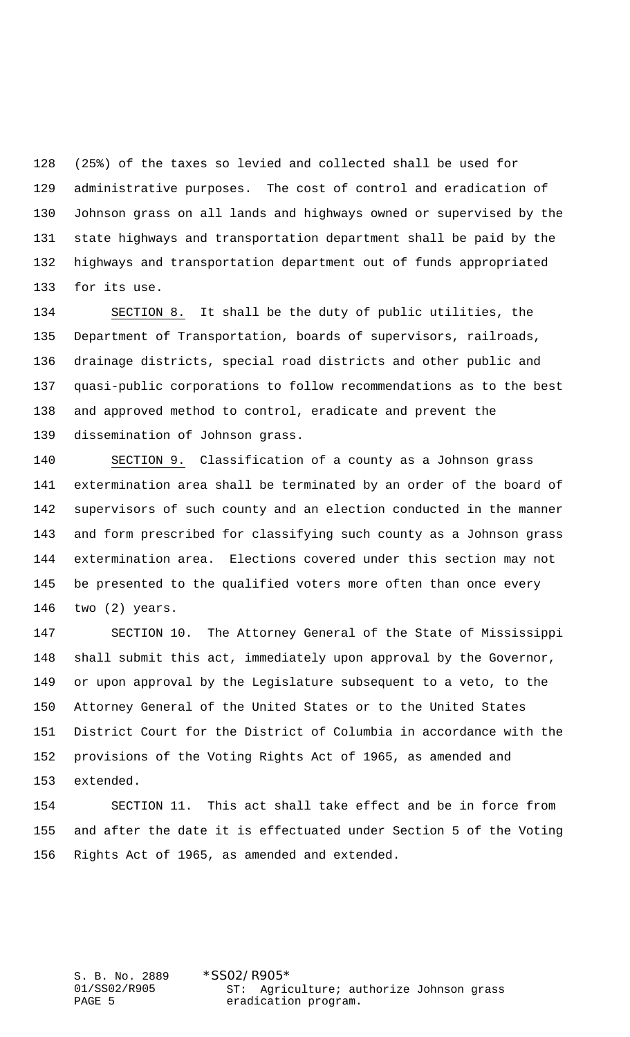(25%) of the taxes so levied and collected shall be used for administrative purposes. The cost of control and eradication of Johnson grass on all lands and highways owned or supervised by the state highways and transportation department shall be paid by the highways and transportation department out of funds appropriated for its use.

SECTION 8. It shall be the duty of public utilities, the Department of Transportation, boards of supervisors, railroads, drainage districts, special road districts and other public and quasi-public corporations to follow recommendations as to the best and approved method to control, eradicate and prevent the dissemination of Johnson grass.

SECTION 9. Classification of a county as a Johnson grass extermination area shall be terminated by an order of the board of supervisors of such county and an election conducted in the manner and form prescribed for classifying such county as a Johnson grass extermination area. Elections covered under this section may not be presented to the qualified voters more often than once every two (2) years.

SECTION 10. The Attorney General of the State of Mississippi shall submit this act, immediately upon approval by the Governor, or upon approval by the Legislature subsequent to a veto, to the Attorney General of the United States or to the United States District Court for the District of Columbia in accordance with the provisions of the Voting Rights Act of 1965, as amended and extended.

SECTION 11. This act shall take effect and be in force from and after the date it is effectuated under Section 5 of the Voting Rights Act of 1965, as amended and extended.